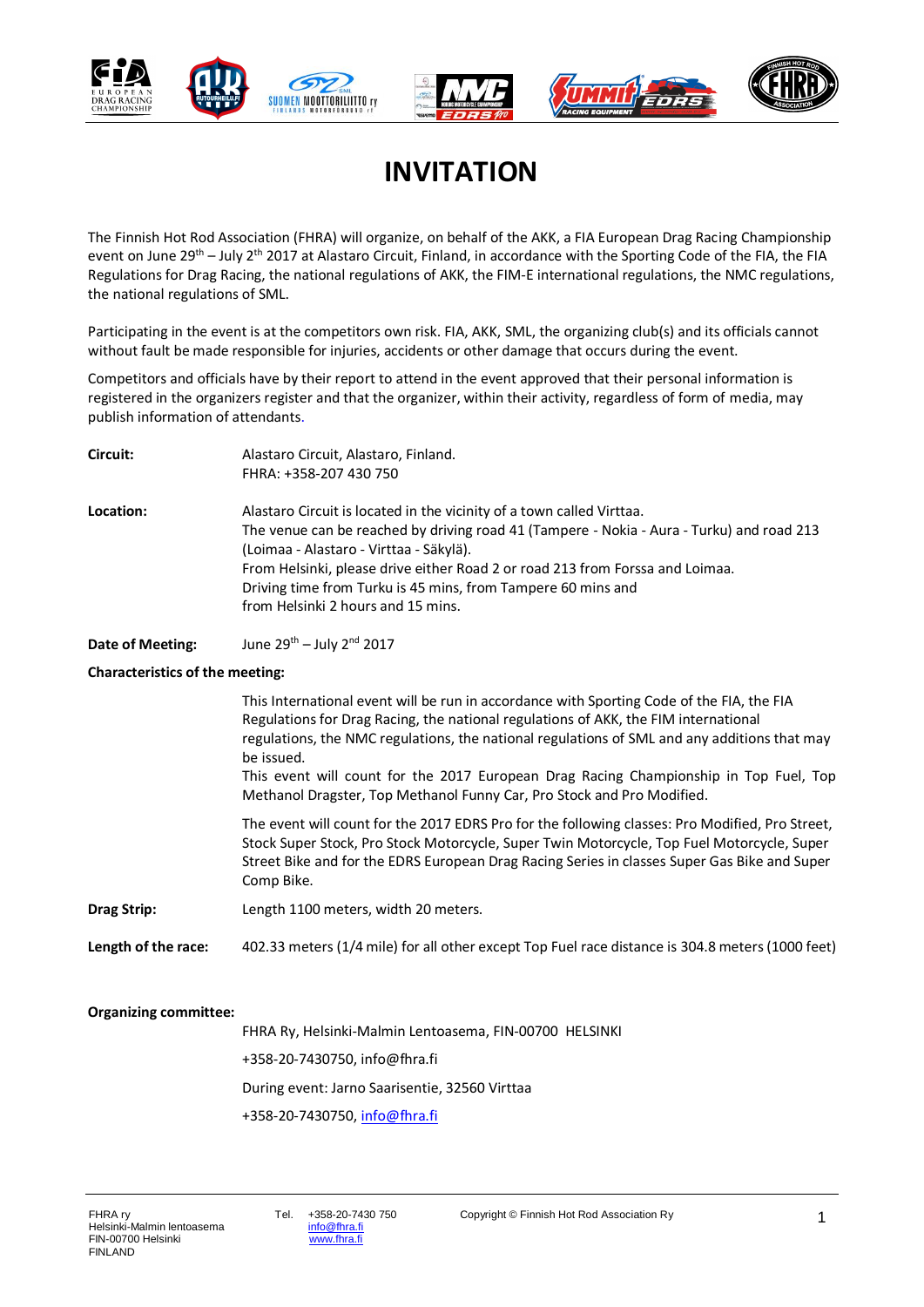# INVITATION

The Finnish Hot Rod Association (FHRA) will organize, on behalf of the AKK, a FIA European Drag Racing Championship event on June 29th – July 2th 2017 at Alastaro Circuit, Finland, in accordance with the Sporting Code of the FIA, the FIA Regulations for Drag Racing, the national regulations of AKK, the FIM-E international regulations, the NMC regulations, the national regulations of SML.

Participating in the event is at the competitors own risk. FIA, AKK, SML, the organizing club(s) and its officials cannot without fault be made responsible for injuries, accidents or other damage that occurs during the event.

Competitors and officials have by their report to attend in the event approved that their personal information is registered in the organizers register and that the organizer, within their activity, regardless of form of media, may publish information of attendants.

**Circuit:** Alastaro Circuit, Alastaro, Finland.
FHRA: +358-207 430 750

**Location:** Alastaro Circuit is located in the vicinity of a town called Virttaa.
The venue can be reached by driving road 41 (Tampere - Nokia - Aura - Turku) and road 213 (Loimaa - Alastaro - Virttaa - Säkylä).
From Helsinki, please drive either Road 2 or road 213 from Forssa and Loimaa.
Driving time from Turku is 45 mins, from Tampere 60 mins and from Helsinki 2 hours and 15 mins.

**Date of Meeting:** June 29th – July 2nd 2017

**Characteristics of the meeting:**

This International event will be run in accordance with Sporting Code of the FIA, the FIA Regulations for Drag Racing, the national regulations of AKK, the FIM international regulations, the NMC regulations, the national regulations of SML and any additions that may be issued.
This event will count for the 2017 European Drag Racing Championship in Top Fuel, Top Methanol Dragster, Top Methanol Funny Car, Pro Stock and Pro Modified.

The event will count for the 2017 EDRS Pro for the following classes: Pro Modified, Pro Street, Stock Super Stock, Pro Stock Motorcycle, Super Twin Motorcycle, Top Fuel Motorcycle, Super Street Bike and for the EDRS European Drag Racing Series in classes Super Gas Bike and Super Comp Bike.

**Drag Strip:** Length 1100 meters, width 20 meters.

**Length of the race:** 402.33 meters (1/4 mile) for all other except Top Fuel race distance is 304.8 meters (1000 feet)

**Organizing committee:**

FHRA Ry, Helsinki-Malmin Lentoasema, FIN-00700 HELSINKI

+358-20-7430750, info@fhra.fi

During event: Jarno Saarisentie, 32560 Virttaa

+358-20-7430750, info@fhra.fi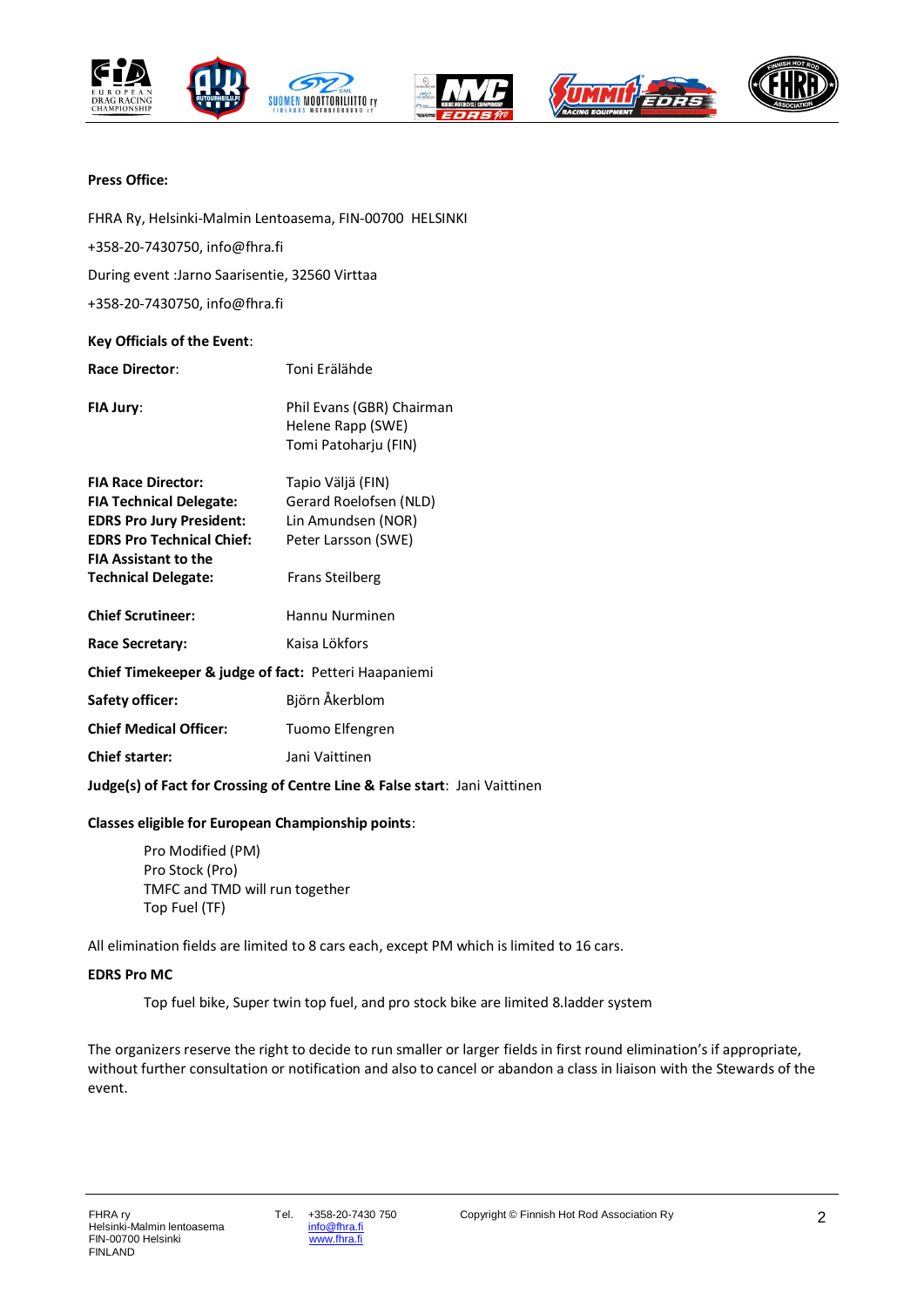**Press Office:**

FHRA Ry, Helsinki-Malmin Lentoasema, FIN-00700 HELSINKI

+358-20-7430750, info@fhra.fi

During event :Jarno Saarisentie, 32560 Virttaa

+358-20-7430750, info@fhra.fi

**Key Officials of the Event**:

| | |
|---|---|
| **Race Director**: | Toni Erälähde |
| **FIA Jury**: | Phil Evans (GBR) Chairman<br>Helene Rapp (SWE)<br>Tomi Patoharju (FIN) |
| **FIA Race Director:** | Tapio Väljä (FIN) |
| **FIA Technical Delegate:** | Gerard Roelofsen (NLD) |
| **EDRS Pro Jury President:** | Lin Amundsen (NOR) |
| **EDRS Pro Technical Chief:** | Peter Larsson (SWE) |
| **FIA Assistant to the Technical Delegate:** | Frans Steilberg |
| **Chief Scrutineer:** | Hannu Nurminen |
| **Race Secretary:** | Kaisa Lökfors |

**Chief Timekeeper & judge of fact:** Petteri Haapaniemi

| | |
|---|---|
| **Safety officer:** | Björn Åkerblom |
| **Chief Medical Officer:** | Tuomo Elfengren |
| **Chief starter:** | Jani Vaittinen |

**Judge(s) of Fact for Crossing of Centre Line & False start**: Jani Vaittinen

**Classes eligible for European Championship points**:

Pro Modified (PM)
Pro Stock (Pro)
TMFC and TMD will run together
Top Fuel (TF)

All elimination fields are limited to 8 cars each, except PM which is limited to 16 cars.

**EDRS Pro MC**

Top fuel bike, Super twin top fuel, and pro stock bike are limited 8.ladder system

The organizers reserve the right to decide to run smaller or larger fields in first round elimination's if appropriate, without further consultation or notification and also to cancel or abandon a class in liaison with the Stewards of the event.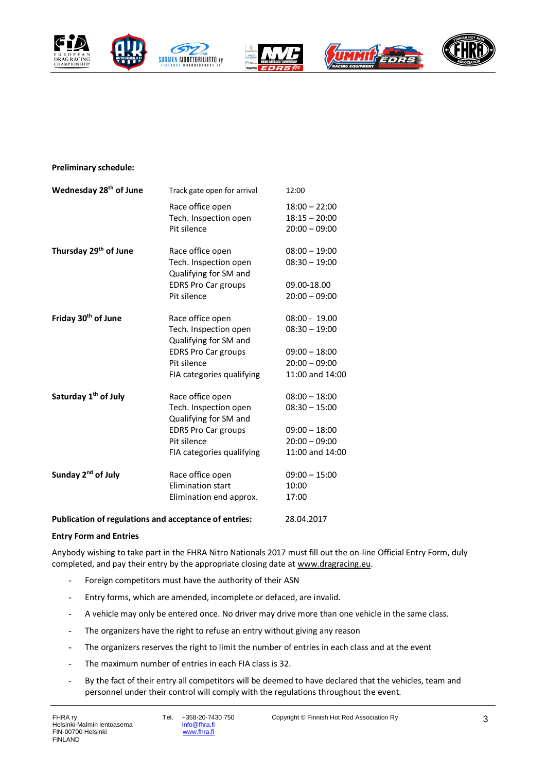**Preliminary schedule:**

| | | |
|---|---|---|
| **Wednesday 28th of June** | Track gate open for arrival | 12:00 |
| | Race office open | 18:00 – 22:00 |
| | Tech. Inspection open | 18:15 – 20:00 |
| | Pit silence | 20:00 – 09:00 |
| **Thursday 29th of June** | Race office open | 08:00 – 19:00 |
| | Tech. Inspection open | 08:30 – 19:00 |
| | Qualifying for SM and EDRS Pro Car groups | 09.00-18.00 |
| | Pit silence | 20:00 – 09:00 |
| **Friday 30th of June** | Race office open | 08:00 - 19.00 |
| | Tech. Inspection open | 08:30 – 19:00 |
| | Qualifying for SM and EDRS Pro Car groups | 09:00 – 18:00 |
| | Pit silence | 20:00 – 09:00 |
| | FIA categories qualifying | 11:00 and 14:00 |
| **Saturday 1th of July** | Race office open | 08:00 – 18:00 |
| | Tech. Inspection open | 08:30 – 15:00 |
| | Qualifying for SM and EDRS Pro Car groups | 09:00 – 18:00 |
| | Pit silence | 20:00 – 09:00 |
| | FIA categories qualifying | 11:00 and 14:00 |
| **Sunday 2nd of July** | Race office open | 09:00 – 15:00 |
| | Elimination start | 10:00 |
| | Elimination end approx. | 17:00 |

**Publication of regulations and acceptance of entries:** 28.04.2017

**Entry Form and Entries**

Anybody wishing to take part in the FHRA Nitro Nationals 2017 must fill out the on-line Official Entry Form, duly completed, and pay their entry by the appropriate closing date at www.dragracing.eu.

- Foreign competitors must have the authority of their ASN
- Entry forms, which are amended, incomplete or defaced, are invalid.
- A vehicle may only be entered once. No driver may drive more than one vehicle in the same class.
- The organizers have the right to refuse an entry without giving any reason
- The organizers reserves the right to limit the number of entries in each class and at the event
- The maximum number of entries in each FIA class is 32.
- By the fact of their entry all competitors will be deemed to have declared that the vehicles, team and personnel under their control will comply with the regulations throughout the event.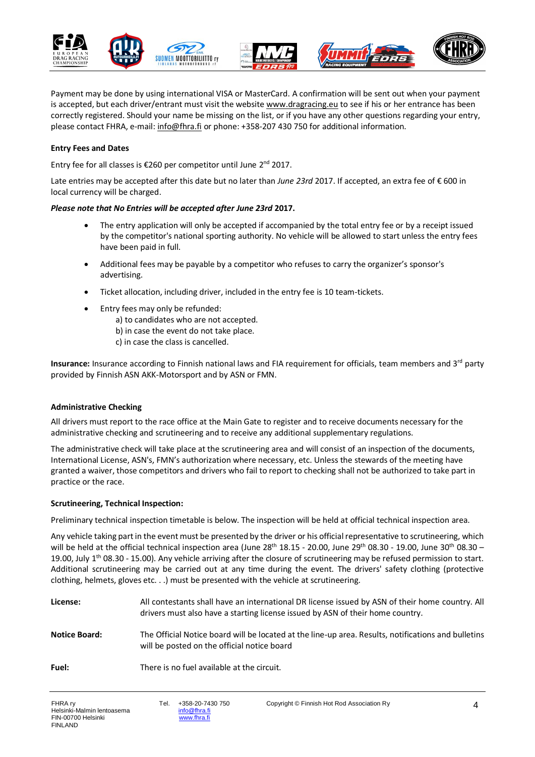Payment may be done by using international VISA or MasterCard. A confirmation will be sent out when your payment is accepted, but each driver/entrant must visit the website www.dragracing.eu to see if his or her entrance has been correctly registered. Should your name be missing on the list, or if you have any other questions regarding your entry, please contact FHRA, e-mail: info@fhra.fi or phone: +358-207 430 750 for additional information.

**Entry Fees and Dates**

Entry fee for all classes is €260 per competitor until June 2nd 2017.

Late entries may be accepted after this date but no later than *June 23rd* 2017. If accepted, an extra fee of € 600 in local currency will be charged.

***Please note that No Entries will be accepted after June 23rd* 2017.**

- The entry application will only be accepted if accompanied by the total entry fee or by a receipt issued by the competitor's national sporting authority. No vehicle will be allowed to start unless the entry fees have been paid in full.
- Additional fees may be payable by a competitor who refuses to carry the organizer's sponsor's advertising.
- Ticket allocation, including driver, included in the entry fee is 10 team-tickets.
- Entry fees may only be refunded:
  a) to candidates who are not accepted.
  b) in case the event do not take place.
  c) in case the class is cancelled.

**Insurance:** Insurance according to Finnish national laws and FIA requirement for officials, team members and 3rd party provided by Finnish ASN AKK-Motorsport and by ASN or FMN.

**Administrative Checking**

All drivers must report to the race office at the Main Gate to register and to receive documents necessary for the administrative checking and scrutineering and to receive any additional supplementary regulations.

The administrative check will take place at the scrutineering area and will consist of an inspection of the documents, International License, ASN's, FMN's authorization where necessary, etc. Unless the stewards of the meeting have granted a waiver, those competitors and drivers who fail to report to checking shall not be authorized to take part in practice or the race.

**Scrutineering, Technical Inspection:**

Preliminary technical inspection timetable is below. The inspection will be held at official technical inspection area.

Any vehicle taking part in the event must be presented by the driver or his official representative to scrutineering, which will be held at the official technical inspection area (June 28th 18.15 - 20.00, June 29th 08.30 - 19.00, June 30th 08.30 – 19.00, July 1th 08.30 - 15.00). Any vehicle arriving after the closure of scrutineering may be refused permission to start. Additional scrutineering may be carried out at any time during the event. The drivers' safety clothing (protective clothing, helmets, gloves etc. . .) must be presented with the vehicle at scrutineering.

**License:** All contestants shall have an international DR license issued by ASN of their home country. All drivers must also have a starting license issued by ASN of their home country.

**Notice Board:** The Official Notice board will be located at the line-up area. Results, notifications and bulletins will be posted on the official notice board

**Fuel:** There is no fuel available at the circuit.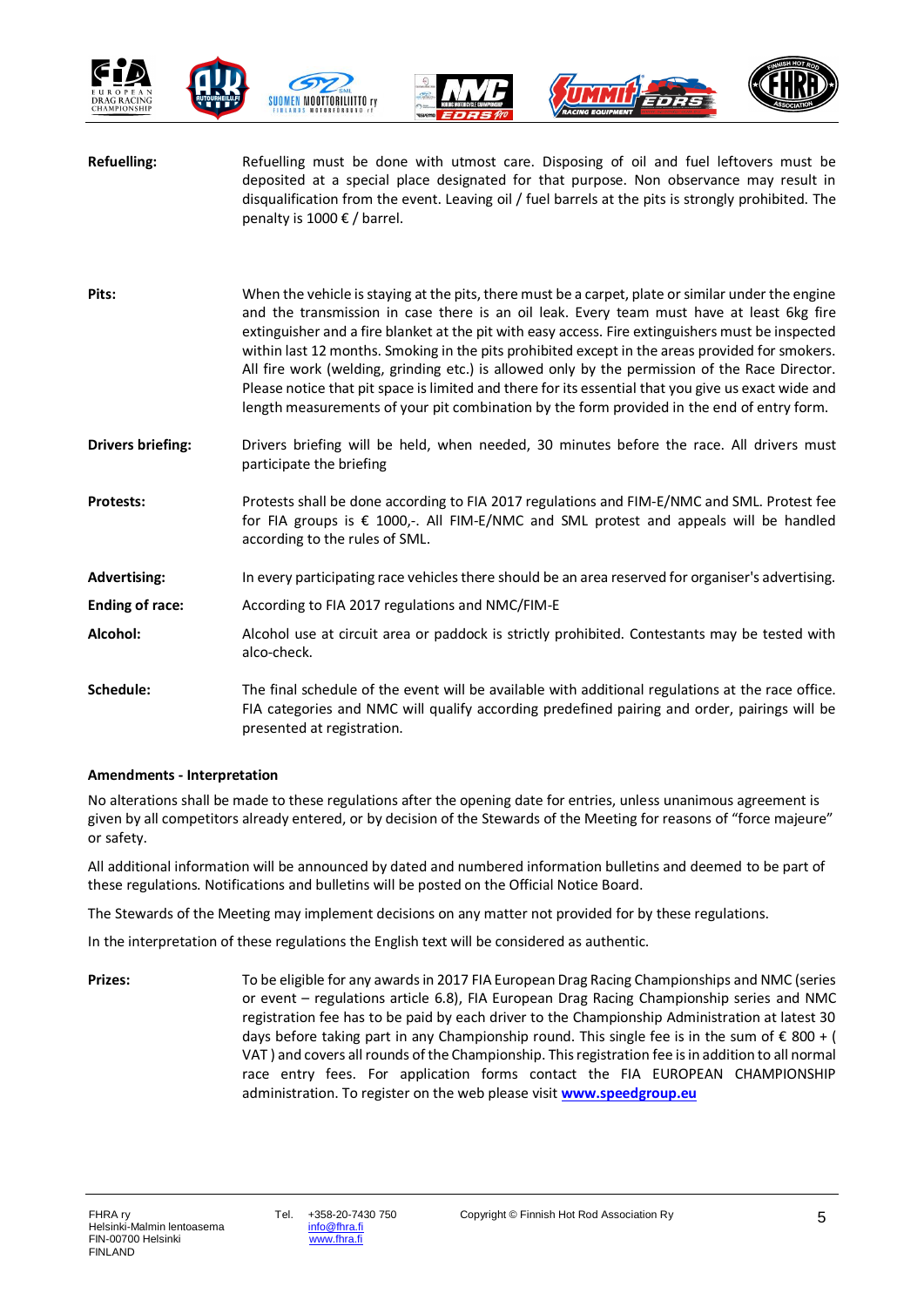**Refuelling:** Refuelling must be done with utmost care. Disposing of oil and fuel leftovers must be deposited at a special place designated for that purpose. Non observance may result in disqualification from the event. Leaving oil / fuel barrels at the pits is strongly prohibited. The penalty is 1000 € / barrel.

**Pits:** When the vehicle is staying at the pits, there must be a carpet, plate or similar under the engine and the transmission in case there is an oil leak. Every team must have at least 6kg fire extinguisher and a fire blanket at the pit with easy access. Fire extinguishers must be inspected within last 12 months. Smoking in the pits prohibited except in the areas provided for smokers. All fire work (welding, grinding etc.) is allowed only by the permission of the Race Director. Please notice that pit space is limited and there for its essential that you give us exact wide and length measurements of your pit combination by the form provided in the end of entry form.

**Drivers briefing:** Drivers briefing will be held, when needed, 30 minutes before the race. All drivers must participate the briefing

**Protests:** Protests shall be done according to FIA 2017 regulations and FIM-E/NMC and SML. Protest fee for FIA groups is € 1000,-. All FIM-E/NMC and SML protest and appeals will be handled according to the rules of SML.

**Advertising:** In every participating race vehicles there should be an area reserved for organiser's advertising.

**Ending of race:** According to FIA 2017 regulations and NMC/FIM-E

**Alcohol:** Alcohol use at circuit area or paddock is strictly prohibited. Contestants may be tested with alco-check.

**Schedule:** The final schedule of the event will be available with additional regulations at the race office. FIA categories and NMC will qualify according predefined pairing and order, pairings will be presented at registration.

**Amendments - Interpretation**

No alterations shall be made to these regulations after the opening date for entries, unless unanimous agreement is given by all competitors already entered, or by decision of the Stewards of the Meeting for reasons of "force majeure" or safety.

All additional information will be announced by dated and numbered information bulletins and deemed to be part of these regulations. Notifications and bulletins will be posted on the Official Notice Board.

The Stewards of the Meeting may implement decisions on any matter not provided for by these regulations.

In the interpretation of these regulations the English text will be considered as authentic.

**Prizes:** To be eligible for any awards in 2017 FIA European Drag Racing Championships and NMC (series or event – regulations article 6.8), FIA European Drag Racing Championship series and NMC registration fee has to be paid by each driver to the Championship Administration at latest 30 days before taking part in any Championship round. This single fee is in the sum of € 800 + ( VAT ) and covers all rounds of the Championship. This registration fee is in addition to all normal race entry fees. For application forms contact the FIA EUROPEAN CHAMPIONSHIP administration. To register on the web please visit **www.speedgroup.eu**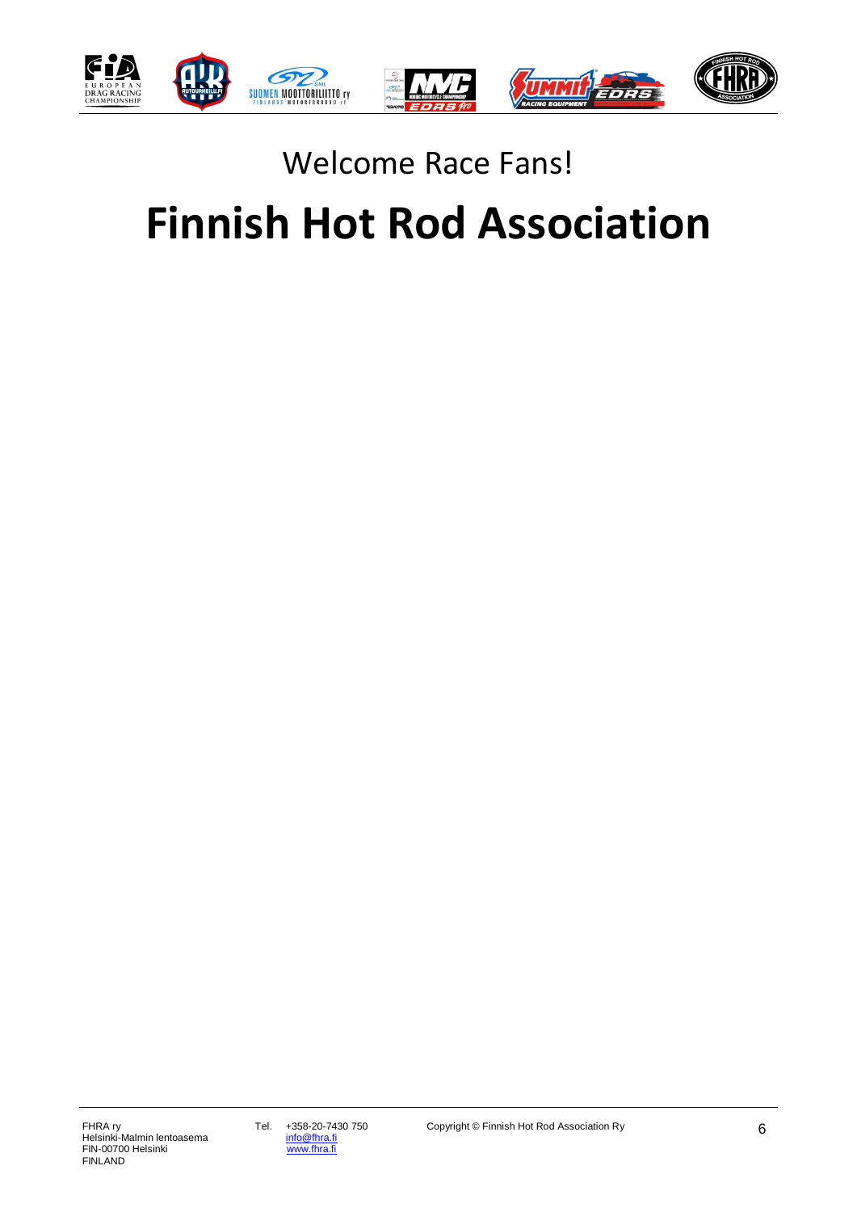Welcome Race Fans!

# Finnish Hot Rod Association